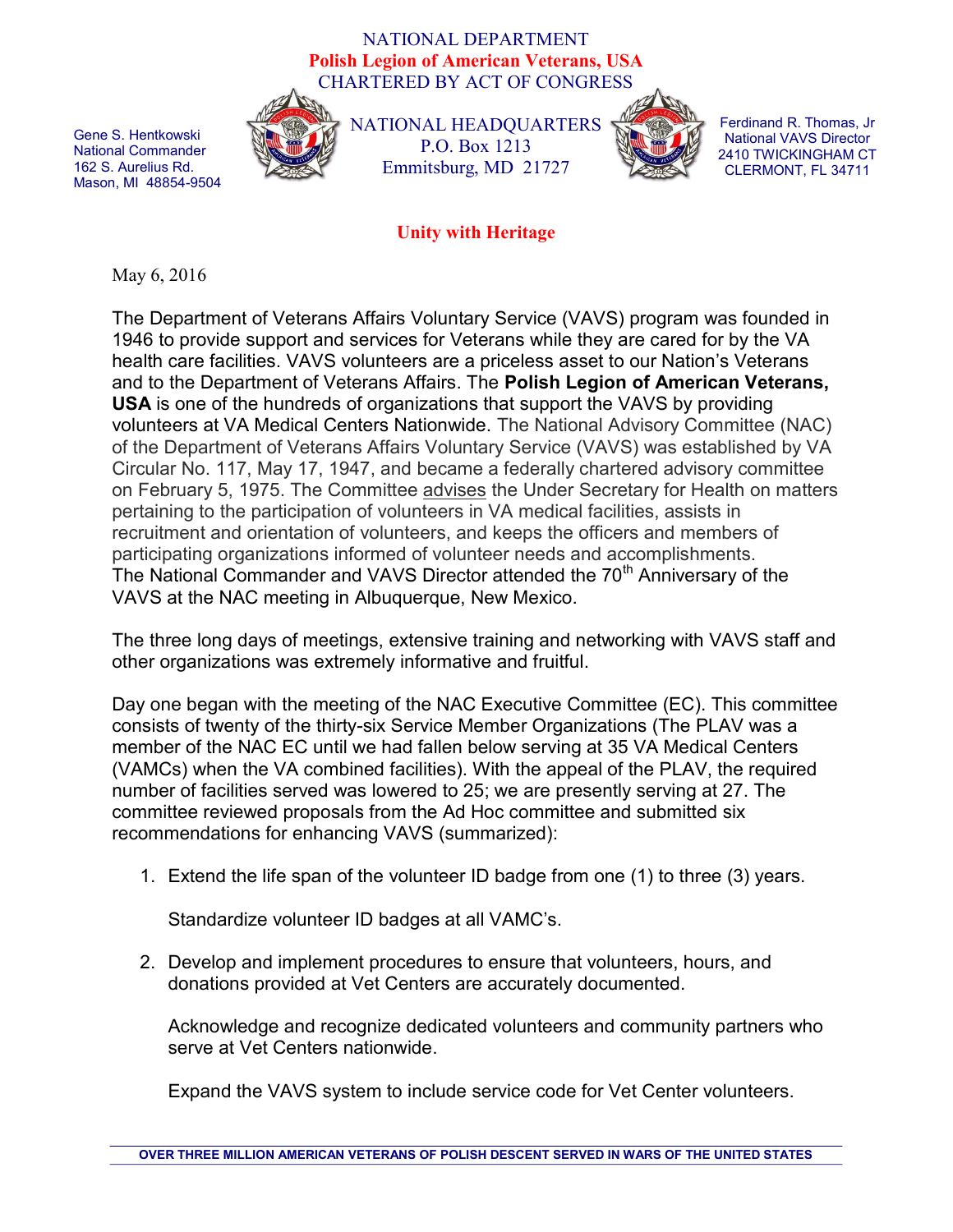NATIONAL DEPARTMENT

**Polish Legion of American Veterans, USA**

CHARTERED BY ACT OF CONGRESS

Gene S. Hentkowski
National Commander
162 S. Aurelius Rd.
Mason, MI 48854-9504

NATIONAL HEADQUARTERS
P.O. Box 1213
Emmitsburg, MD 21727

Ferdinand R. Thomas, Jr
National VAVS Director
2410 TWICKINGHAM CT
CLERMONT, FL 34711

**Unity with Heritage**

May 6, 2016

The Department of Veterans Affairs Voluntary Service (VAVS) program was founded in 1946 to provide support and services for Veterans while they are cared for by the VA health care facilities. VAVS volunteers are a priceless asset to our Nation's Veterans and to the Department of Veterans Affairs. The **Polish Legion of American Veterans, USA** is one of the hundreds of organizations that support the VAVS by providing volunteers at VA Medical Centers Nationwide. The National Advisory Committee (NAC) of the Department of Veterans Affairs Voluntary Service (VAVS) was established by VA Circular No. 117, May 17, 1947, and became a federally chartered advisory committee on February 5, 1975. The Committee advises the Under Secretary for Health on matters pertaining to the participation of volunteers in VA medical facilities, assists in recruitment and orientation of volunteers, and keeps the officers and members of participating organizations informed of volunteer needs and accomplishments. The National Commander and VAVS Director attended the 70th Anniversary of the VAVS at the NAC meeting in Albuquerque, New Mexico.

The three long days of meetings, extensive training and networking with VAVS staff and other organizations was extremely informative and fruitful.

Day one began with the meeting of the NAC Executive Committee (EC). This committee consists of twenty of the thirty-six Service Member Organizations (The PLAV was a member of the NAC EC until we had fallen below serving at 35 VA Medical Centers (VAMCs) when the VA combined facilities). With the appeal of the PLAV, the required number of facilities served was lowered to 25; we are presently serving at 27. The committee reviewed proposals from the Ad Hoc committee and submitted six recommendations for enhancing VAVS (summarized):

1. Extend the life span of the volunteer ID badge from one (1) to three (3) years.

   Standardize volunteer ID badges at all VAMC's.

2. Develop and implement procedures to ensure that volunteers, hours, and donations provided at Vet Centers are accurately documented.

   Acknowledge and recognize dedicated volunteers and community partners who serve at Vet Centers nationwide.

   Expand the VAVS system to include service code for Vet Center volunteers.

**OVER THREE MILLION AMERICAN VETERANS OF POLISH DESCENT SERVED IN WARS OF THE UNITED STATES**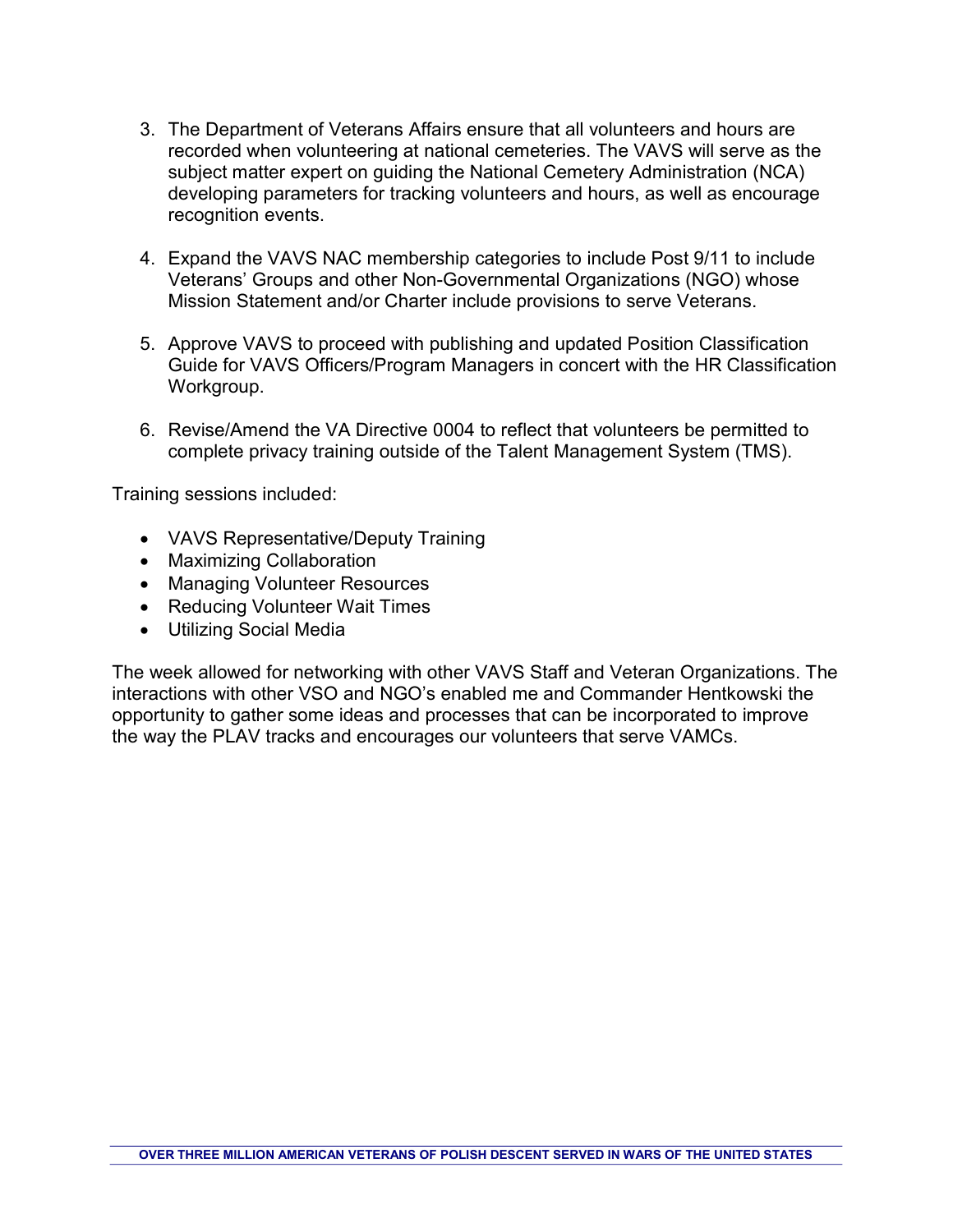3. The Department of Veterans Affairs ensure that all volunteers and hours are recorded when volunteering at national cemeteries. The VAVS will serve as the subject matter expert on guiding the National Cemetery Administration (NCA) developing parameters for tracking volunteers and hours, as well as encourage recognition events.

4. Expand the VAVS NAC membership categories to include Post 9/11 to include Veterans' Groups and other Non-Governmental Organizations (NGO) whose Mission Statement and/or Charter include provisions to serve Veterans.

5. Approve VAVS to proceed with publishing and updated Position Classification Guide for VAVS Officers/Program Managers in concert with the HR Classification Workgroup.

6. Revise/Amend the VA Directive 0004 to reflect that volunteers be permitted to complete privacy training outside of the Talent Management System (TMS).

Training sessions included:

- VAVS Representative/Deputy Training
- Maximizing Collaboration
- Managing Volunteer Resources
- Reducing Volunteer Wait Times
- Utilizing Social Media

The week allowed for networking with other VAVS Staff and Veteran Organizations. The interactions with other VSO and NGO's enabled me and Commander Hentkowski the opportunity to gather some ideas and processes that can be incorporated to improve the way the PLAV tracks and encourages our volunteers that serve VAMCs.